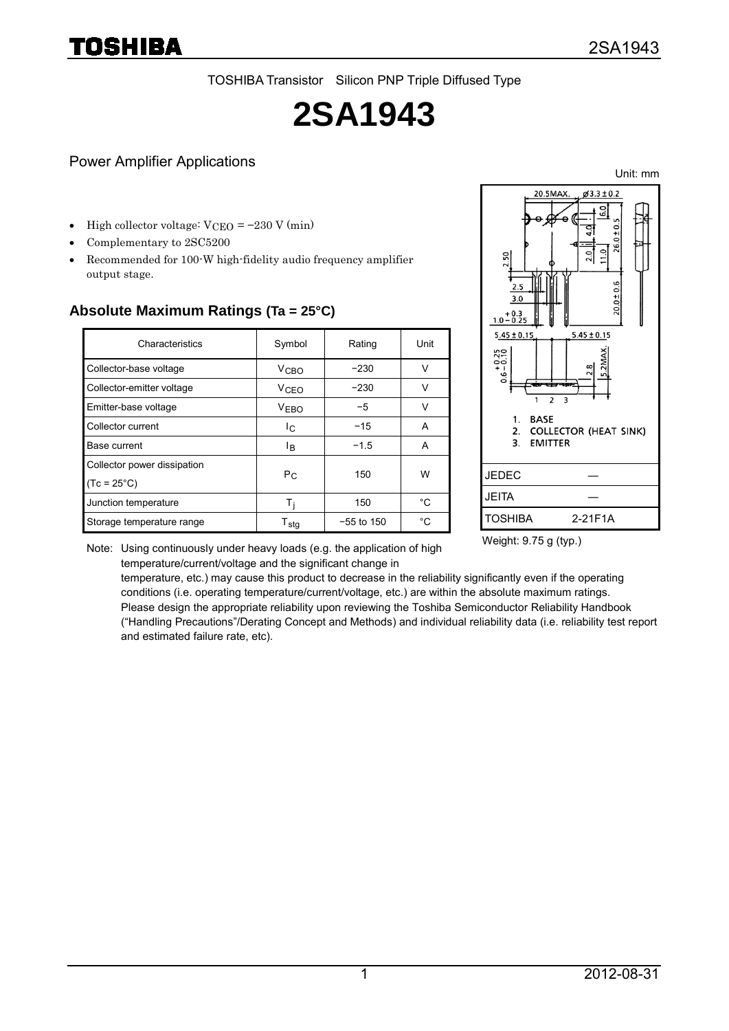TOSHIBA Transistor Silicon PNP Triple Diffused Type

# 2SA1943

## Power Amplifier Applications

Unit: mm

- High collector voltage: $V_{CEO}$ = −230 V (min)
- Complementary to 2SC5200
- Recommended for 100-W high-fidelity audio frequency amplifier output stage.

### Absolute Maximum Ratings (Ta = 25°C)

| Characteristics | Symbol | Rating | Unit |
|---|---|---|---|
| Collector-base voltage | $V_{CBO}$ | −230 | V |
| Collector-emitter voltage | $V_{CEO}$ | −230 | V |
| Emitter-base voltage | $V_{EBO}$ | −5 | V |
| Collector current | $I_C$ | −15 | A |
| Base current | $I_B$ | −1.5 | A |
| Collector power dissipation (Tc = 25°C) | $P_C$ | 150 | W |
| Junction temperature | $T_j$ | 150 | °C |
| Storage temperature range | $T_{stg}$ | −55 to 150 | °C |

1. BASE
2. COLLECTOR (HEAT SINK)
3. EMITTER

| | |
|---|---|
| JEDEC | ― |
| JEITA | ― |
| TOSHIBA | 2-21F1A |

Weight: 9.75 g (typ.)

Note: Using continuously under heavy loads (e.g. the application of high temperature/current/voltage and the significant change in temperature, etc.) may cause this product to decrease in the reliability significantly even if the operating conditions (i.e. operating temperature/current/voltage, etc.) are within the absolute maximum ratings. Please design the appropriate reliability upon reviewing the Toshiba Semiconductor Reliability Handbook ("Handling Precautions"/Derating Concept and Methods) and individual reliability data (i.e. reliability test report and estimated failure rate, etc).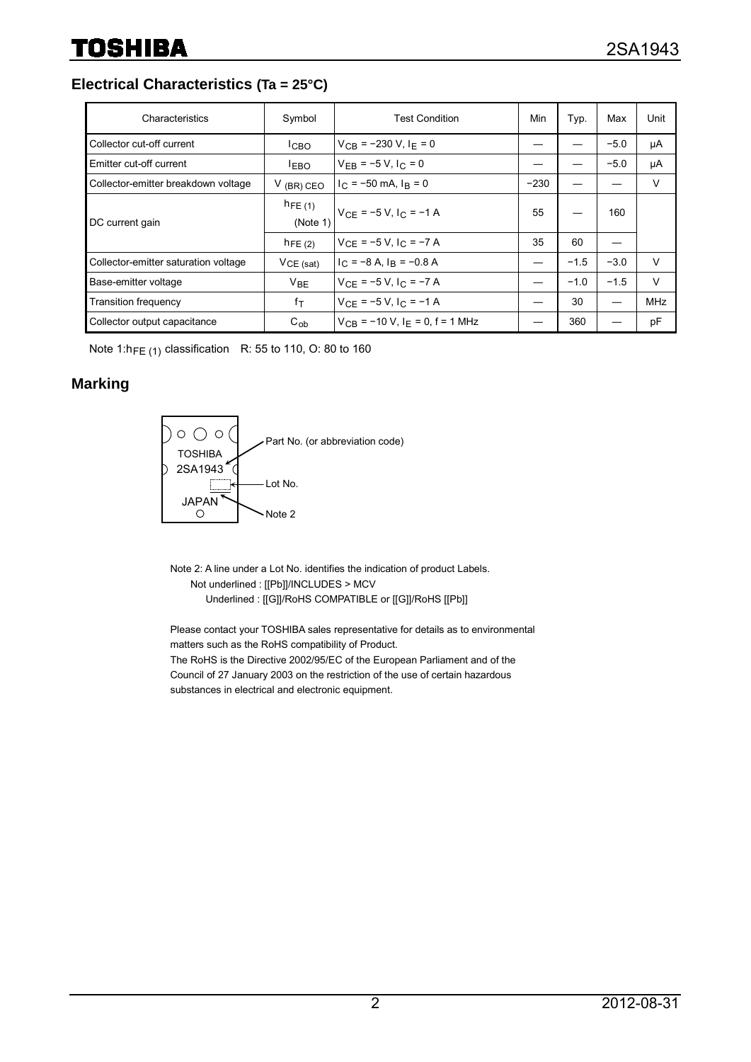## Electrical Characteristics (Ta = 25°C)

| Characteristics | Symbol | Test Condition | Min | Typ. | Max | Unit |
|---|---|---|---|---|---|---|
| Collector cut-off current | $I_{CBO}$ | $V_{CB} = -230$ V, $I_E = 0$ | — | — | −5.0 | μA |
| Emitter cut-off current | $I_{EBO}$ | $V_{EB} = -5$ V, $I_C = 0$ | — | — | −5.0 | μA |
| Collector-emitter breakdown voltage | $V_{(BR)\ CEO}$ | $I_C = -50$ mA, $I_B = 0$ | −230 | — | — | V |
| DC current gain | $h_{FE\ (1)}$ (Note 1) | $V_{CE} = -5$ V, $I_C = -1$ A | 55 | — | 160 | |
| | $h_{FE\ (2)}$ | $V_{CE} = -5$ V, $I_C = -7$ A | 35 | 60 | — | |
| Collector-emitter saturation voltage | $V_{CE\ (sat)}$ | $I_C = -8$ A, $I_B = -0.8$ A | — | −1.5 | −3.0 | V |
| Base-emitter voltage | $V_{BE}$ | $V_{CE} = -5$ V, $I_C = -7$ A | — | −1.0 | −1.5 | V |
| Transition frequency | $f_T$ | $V_{CE} = -5$ V, $I_C = -1$ A | — | 30 | — | MHz |
| Collector output capacitance | $C_{ob}$ | $V_{CB} = -10$ V, $I_E = 0$, f = 1 MHz | — | 360 | — | pF |

Note 1: $h_{FE\ (1)}$ classification R: 55 to 110, O: 80 to 160

## Marking

TOSHIBA
2SA1943
JAPAN

Part No. (or abbreviation code)

Lot No.

Note 2

Note 2: A line under a Lot No. identifies the indication of product Labels.
Not underlined : [[Pb]]/INCLUDES > MCV
Underlined : [[G]]/RoHS COMPATIBLE or [[G]]/RoHS [[Pb]]

Please contact your TOSHIBA sales representative for details as to environmental matters such as the RoHS compatibility of Product.
The RoHS is the Directive 2002/95/EC of the European Parliament and of the Council of 27 January 2003 on the restriction of the use of certain hazardous substances in electrical and electronic equipment.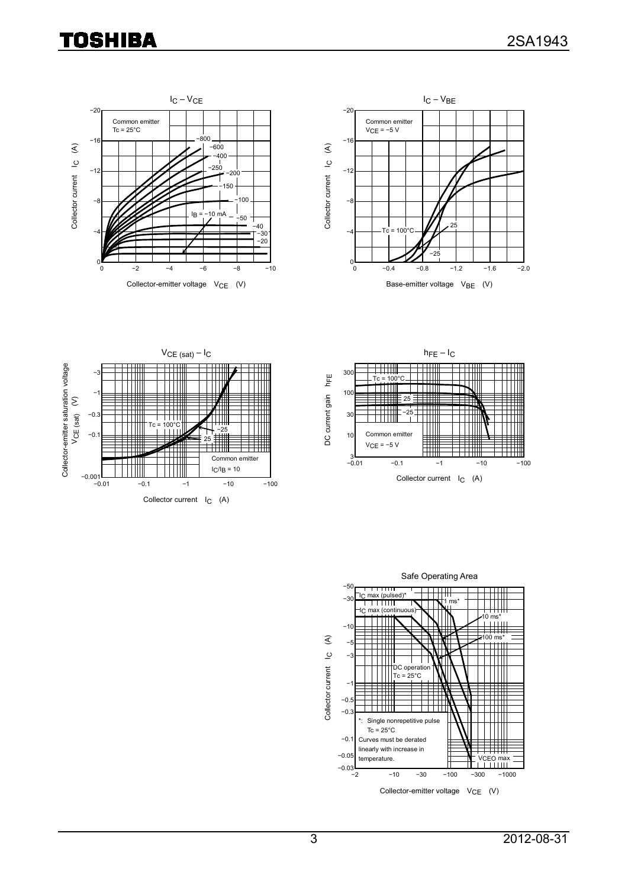### $I_C$ – $V_{CE}$

Common emitter
Tc = 25°C

Collector current $I_C$ (A)

Collector-emitter voltage $V_{CE}$ (V)

$I_B$ = −10 mA, −20, −30, −40, −50, −100, −150, −200, −250, −400, −600, −800

### $I_C$ – $V_{BE}$

Common emitter
$V_{CE}$ = −5 V

Collector current $I_C$ (A)

Base-emitter voltage $V_{BE}$ (V)

Tc = 100°C, 25, −25

### $V_{CE\ (sat)}$ – $I_C$

Common emitter
$I_C/I_B$ = 10

Collector-emitter saturation voltage $V_{CE\ (sat)}$ (V)

Collector current $I_C$ (A)

Tc = 100°C, 25, −25

### $h_{FE}$ – $I_C$

Common emitter
$V_{CE}$ = −5 V

DC current gain $h_{FE}$

Collector current $I_C$ (A)

Tc = 100°C, 25, −25

### Safe Operating Area

$I_C$ max (pulsed)*

$I_C$ max (continuous)

1 ms*

10 ms*

100 ms*

DC operation
Tc = 25°C

*: Single nonrepetitive pulse
Tc = 25°C

Curves must be derated linearly with increase in temperature.

VCEO max

Collector current $I_C$ (A)

Collector-emitter voltage $V_{CE}$ (V)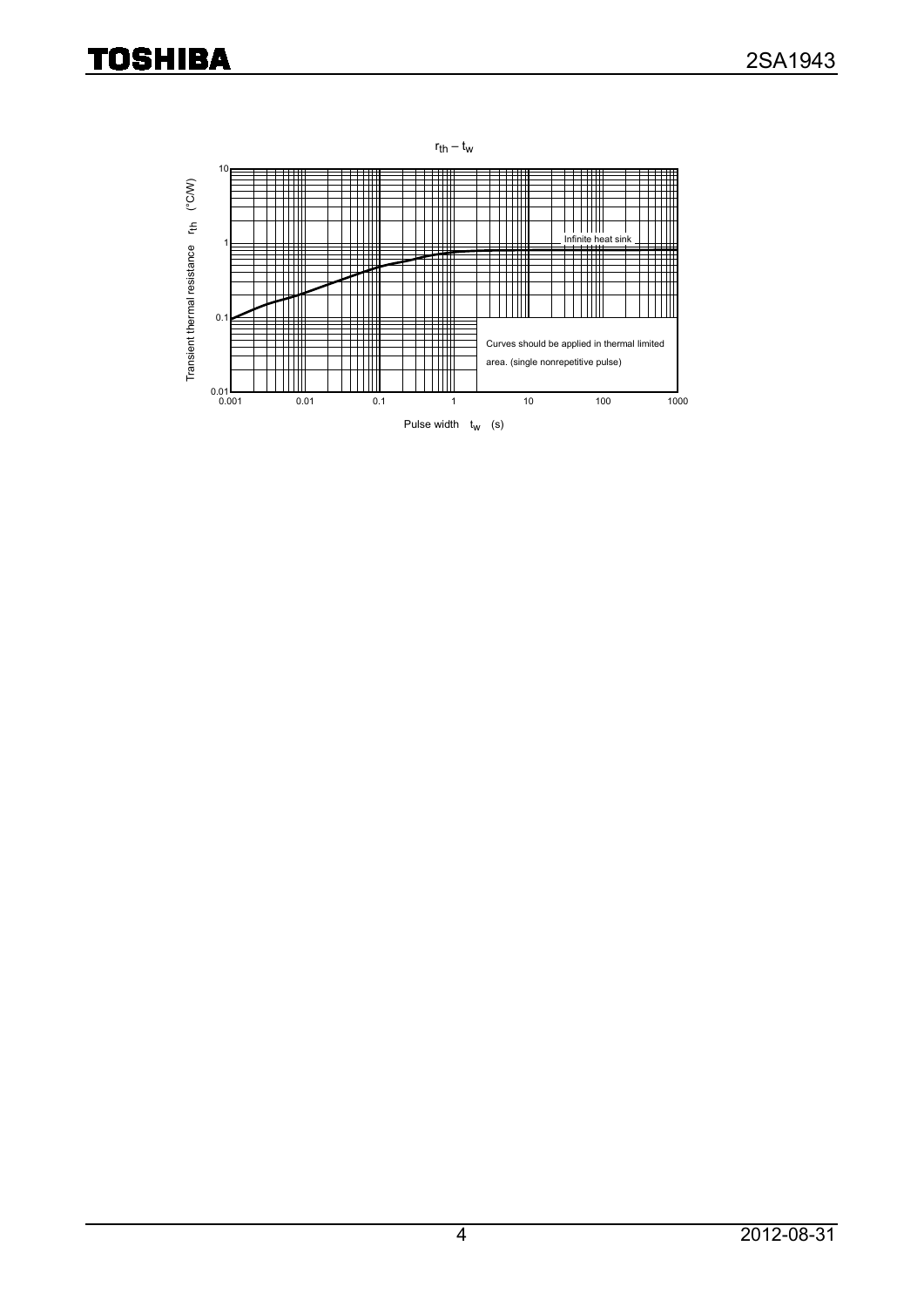$r_{th} – t_w$

Infinite heat sink

Curves should be applied in thermal limited area. (single nonrepetitive pulse)

Transient thermal resistance $r_{th}$ (°C/W)

Pulse width $t_w$ (s)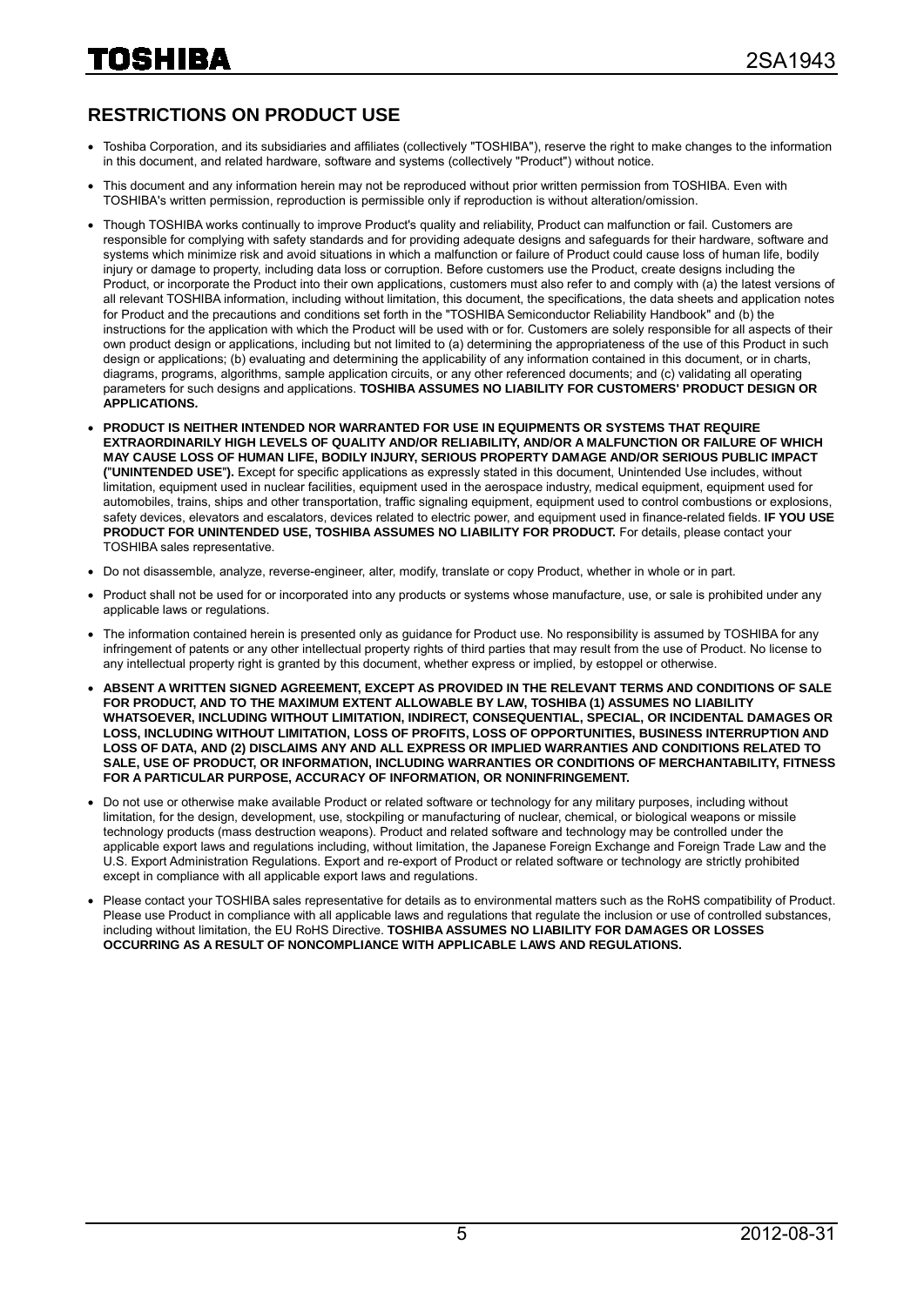## RESTRICTIONS ON PRODUCT USE

- Toshiba Corporation, and its subsidiaries and affiliates (collectively "TOSHIBA"), reserve the right to make changes to the information in this document, and related hardware, software and systems (collectively "Product") without notice.
- This document and any information herein may not be reproduced without prior written permission from TOSHIBA. Even with TOSHIBA's written permission, reproduction is permissible only if reproduction is without alteration/omission.
- Though TOSHIBA works continually to improve Product's quality and reliability, Product can malfunction or fail. Customers are responsible for complying with safety standards and for providing adequate designs and safeguards for their hardware, software and systems which minimize risk and avoid situations in which a malfunction or failure of Product could cause loss of human life, bodily injury or damage to property, including data loss or corruption. Before customers use the Product, create designs including the Product, or incorporate the Product into their own applications, customers must also refer to and comply with (a) the latest versions of all relevant TOSHIBA information, including without limitation, this document, the specifications, the data sheets and application notes for Product and the precautions and conditions set forth in the "TOSHIBA Semiconductor Reliability Handbook" and (b) the instructions for the application with which the Product will be used with or for. Customers are solely responsible for all aspects of their own product design or applications, including but not limited to (a) determining the appropriateness of the use of this Product in such design or applications; (b) evaluating and determining the applicability of any information contained in this document, or in charts, diagrams, programs, algorithms, sample application circuits, or any other referenced documents; and (c) validating all operating parameters for such designs and applications. **TOSHIBA ASSUMES NO LIABILITY FOR CUSTOMERS' PRODUCT DESIGN OR APPLICATIONS.**
- **PRODUCT IS NEITHER INTENDED NOR WARRANTED FOR USE IN EQUIPMENTS OR SYSTEMS THAT REQUIRE EXTRAORDINARILY HIGH LEVELS OF QUALITY AND/OR RELIABILITY, AND/OR A MALFUNCTION OR FAILURE OF WHICH MAY CAUSE LOSS OF HUMAN LIFE, BODILY INJURY, SERIOUS PROPERTY DAMAGE AND/OR SERIOUS PUBLIC IMPACT ("UNINTENDED USE").** Except for specific applications as expressly stated in this document, Unintended Use includes, without limitation, equipment used in nuclear facilities, equipment used in the aerospace industry, medical equipment, equipment used for automobiles, trains, ships and other transportation, traffic signaling equipment, equipment used to control combustions or explosions, safety devices, elevators and escalators, devices related to electric power, and equipment used in finance-related fields. **IF YOU USE PRODUCT FOR UNINTENDED USE, TOSHIBA ASSUMES NO LIABILITY FOR PRODUCT.** For details, please contact your TOSHIBA sales representative.
- Do not disassemble, analyze, reverse-engineer, alter, modify, translate or copy Product, whether in whole or in part.
- Product shall not be used for or incorporated into any products or systems whose manufacture, use, or sale is prohibited under any applicable laws or regulations.
- The information contained herein is presented only as guidance for Product use. No responsibility is assumed by TOSHIBA for any infringement of patents or any other intellectual property rights of third parties that may result from the use of Product. No license to any intellectual property right is granted by this document, whether express or implied, by estoppel or otherwise.
- **ABSENT A WRITTEN SIGNED AGREEMENT, EXCEPT AS PROVIDED IN THE RELEVANT TERMS AND CONDITIONS OF SALE FOR PRODUCT, AND TO THE MAXIMUM EXTENT ALLOWABLE BY LAW, TOSHIBA (1) ASSUMES NO LIABILITY WHATSOEVER, INCLUDING WITHOUT LIMITATION, INDIRECT, CONSEQUENTIAL, SPECIAL, OR INCIDENTAL DAMAGES OR LOSS, INCLUDING WITHOUT LIMITATION, LOSS OF PROFITS, LOSS OF OPPORTUNITIES, BUSINESS INTERRUPTION AND LOSS OF DATA, AND (2) DISCLAIMS ANY AND ALL EXPRESS OR IMPLIED WARRANTIES AND CONDITIONS RELATED TO SALE, USE OF PRODUCT, OR INFORMATION, INCLUDING WARRANTIES OR CONDITIONS OF MERCHANTABILITY, FITNESS FOR A PARTICULAR PURPOSE, ACCURACY OF INFORMATION, OR NONINFRINGEMENT.**
- Do not use or otherwise make available Product or related software or technology for any military purposes, including without limitation, for the design, development, use, stockpiling or manufacturing of nuclear, chemical, or biological weapons or missile technology products (mass destruction weapons). Product and related software and technology may be controlled under the applicable export laws and regulations including, without limitation, the Japanese Foreign Exchange and Foreign Trade Law and the U.S. Export Administration Regulations. Export and re-export of Product or related software or technology are strictly prohibited except in compliance with all applicable export laws and regulations.
- Please contact your TOSHIBA sales representative for details as to environmental matters such as the RoHS compatibility of Product. Please use Product in compliance with all applicable laws and regulations that regulate the inclusion or use of controlled substances, including without limitation, the EU RoHS Directive. **TOSHIBA ASSUMES NO LIABILITY FOR DAMAGES OR LOSSES OCCURRING AS A RESULT OF NONCOMPLIANCE WITH APPLICABLE LAWS AND REGULATIONS.**